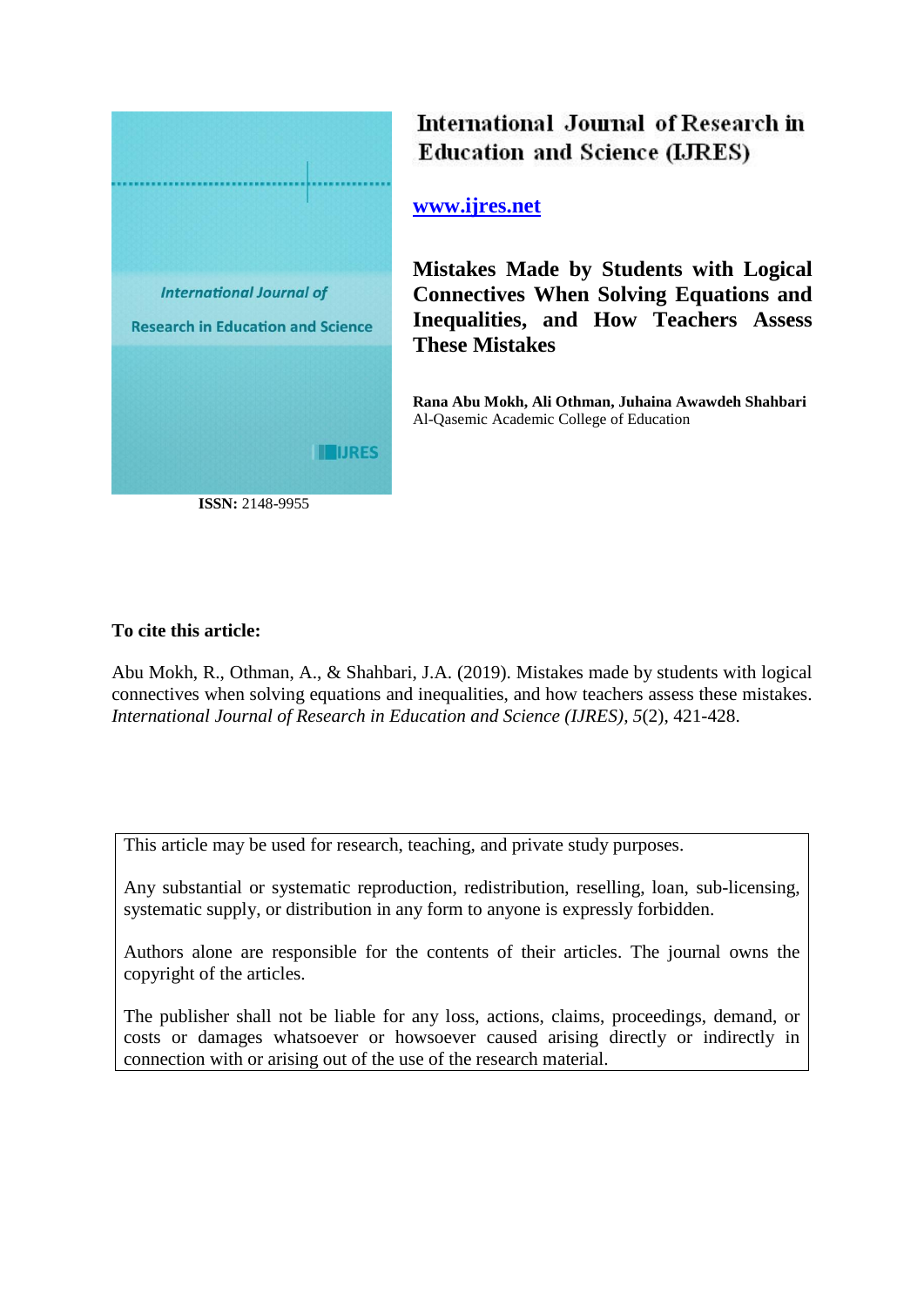International Journal of Research in Education and Science (IJRES)

www.ijres.net

# Mistakes Made by Students with Logical Connectives When Solving Equations and Inequalities, and How Teachers Assess These Mistakes

**Rana Abu Mokh, Ali Othman, Juhaina Awawdeh Shahbari**
Al-Qasemic Academic College of Education

**ISSN:** 2148-9955

**To cite this article:**

Abu Mokh, R., Othman, A., & Shahbari, J.A. (2019). Mistakes made by students with logical connectives when solving equations and inequalities, and how teachers assess these mistakes. *International Journal of Research in Education and Science (IJRES), 5*(2), 421-428.

This article may be used for research, teaching, and private study purposes.

Any substantial or systematic reproduction, redistribution, reselling, loan, sub-licensing, systematic supply, or distribution in any form to anyone is expressly forbidden.

Authors alone are responsible for the contents of their articles. The journal owns the copyright of the articles.

The publisher shall not be liable for any loss, actions, claims, proceedings, demand, or costs or damages whatsoever or howsoever caused arising directly or indirectly in connection with or arising out of the use of the research material.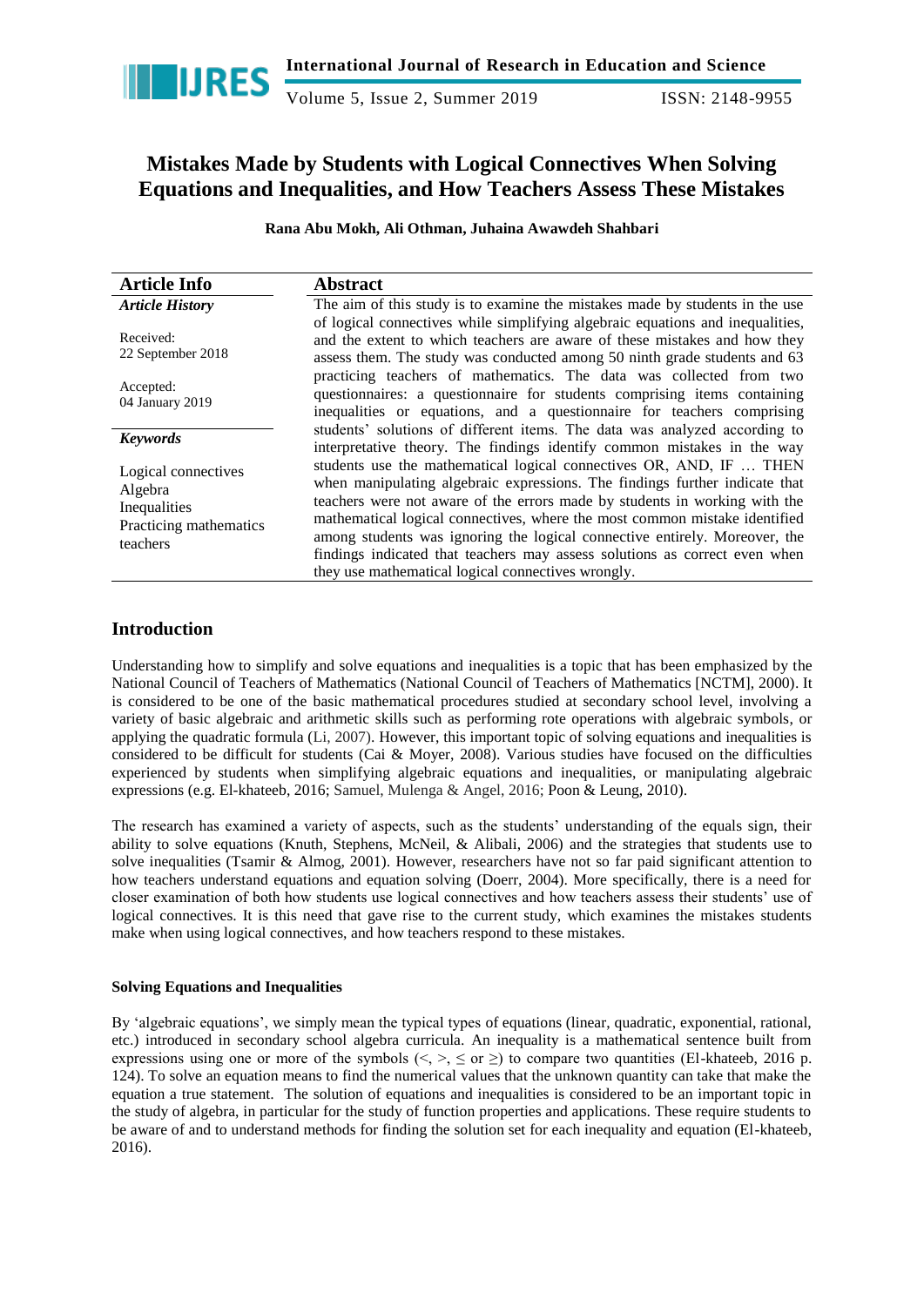# Mistakes Made by Students with Logical Connectives When Solving Equations and Inequalities, and How Teachers Assess These Mistakes

**Rana Abu Mokh, Ali Othman, Juhaina Awawdeh Shahbari**

| Article Info | Abstract |
| --- | --- |
| ***Article History***<br><br>Received:<br>22 September 2018<br><br>Accepted:<br>04 January 2019<br><br>***Keywords***<br><br>Logical connectives<br>Algebra<br>Inequalities<br>Practicing mathematics teachers | The aim of this study is to examine the mistakes made by students in the use of logical connectives while simplifying algebraic equations and inequalities, and the extent to which teachers are aware of these mistakes and how they assess them. The study was conducted among 50 ninth grade students and 63 practicing teachers of mathematics. The data was collected from two questionnaires: a questionnaire for students comprising items containing inequalities or equations, and a questionnaire for teachers comprising students' solutions of different items. The data was analyzed according to interpretative theory. The findings identify common mistakes in the way students use the mathematical logical connectives OR, AND, IF … THEN when manipulating algebraic expressions. The findings further indicate that teachers were not aware of the errors made by students in working with the mathematical logical connectives, where the most common mistake identified among students was ignoring the logical connective entirely. Moreover, the findings indicated that teachers may assess solutions as correct even when they use mathematical logical connectives wrongly. |

## Introduction

Understanding how to simplify and solve equations and inequalities is a topic that has been emphasized by the National Council of Teachers of Mathematics (National Council of Teachers of Mathematics [NCTM], 2000). It is considered to be one of the basic mathematical procedures studied at secondary school level, involving a variety of basic algebraic and arithmetic skills such as performing rote operations with algebraic symbols, or applying the quadratic formula (Li, 2007). However, this important topic of solving equations and inequalities is considered to be difficult for students (Cai & Moyer, 2008). Various studies have focused on the difficulties experienced by students when simplifying algebraic equations and inequalities, or manipulating algebraic expressions (e.g. El-khateeb, 2016; Samuel, Mulenga & Angel, 2016; Poon & Leung, 2010).

The research has examined a variety of aspects, such as the students' understanding of the equals sign, their ability to solve equations (Knuth, Stephens, McNeil, & Alibali, 2006) and the strategies that students use to solve inequalities (Tsamir & Almog, 2001). However, researchers have not so far paid significant attention to how teachers understand equations and equation solving (Doerr, 2004). More specifically, there is a need for closer examination of both how students use logical connectives and how teachers assess their students' use of logical connectives. It is this need that gave rise to the current study, which examines the mistakes students make when using logical connectives, and how teachers respond to these mistakes.

### Solving Equations and Inequalities

By 'algebraic equations', we simply mean the typical types of equations (linear, quadratic, exponential, rational, etc.) introduced in secondary school algebra curricula. An inequality is a mathematical sentence built from expressions using one or more of the symbols ($<$, $>$, $\leq$ or $\geq$) to compare two quantities (El-khateeb, 2016 p. 124). To solve an equation means to find the numerical values that the unknown quantity can take that make the equation a true statement. The solution of equations and inequalities is considered to be an important topic in the study of algebra, in particular for the study of function properties and applications. These require students to be aware of and to understand methods for finding the solution set for each inequality and equation (El-khateeb, 2016).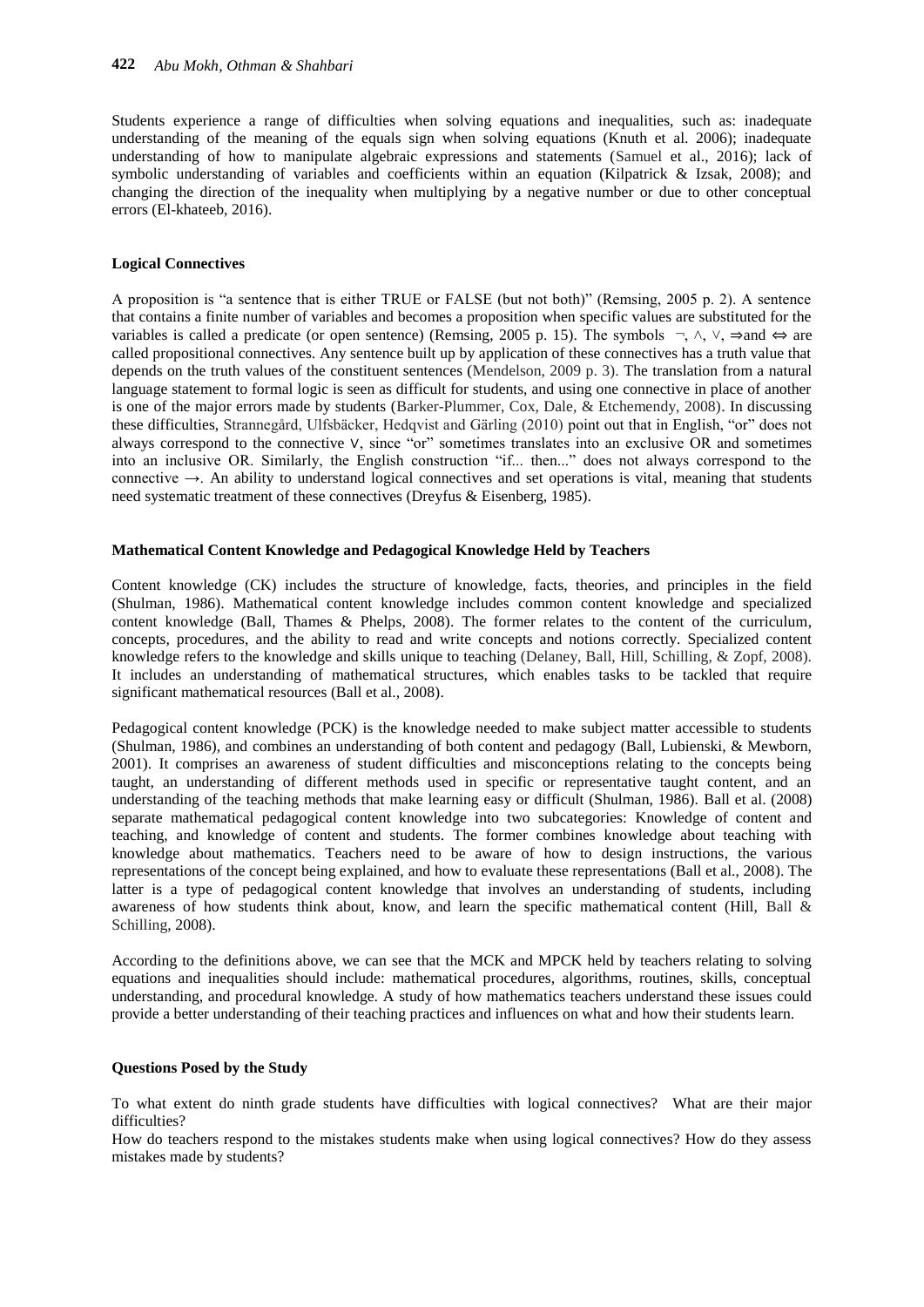Students experience a range of difficulties when solving equations and inequalities, such as: inadequate understanding of the meaning of the equals sign when solving equations (Knuth et al. 2006); inadequate understanding of how to manipulate algebraic expressions and statements (Samuel et al., 2016); lack of symbolic understanding of variables and coefficients within an equation (Kilpatrick & Izsak, 2008); and changing the direction of the inequality when multiplying by a negative number or due to other conceptual errors (El-khateeb, 2016).

### Logical Connectives

A proposition is "a sentence that is either TRUE or FALSE (but not both)" (Remsing, 2005 p. 2). A sentence that contains a finite number of variables and becomes a proposition when specific values are substituted for the variables is called a predicate (or open sentence) (Remsing, 2005 p. 15). The symbols $\neg$, $\wedge$, $\vee$, $\Rightarrow$and $\Leftrightarrow$ are called propositional connectives. Any sentence built up by application of these connectives has a truth value that depends on the truth values of the constituent sentences (Mendelson, 2009 p. 3). The translation from a natural language statement to formal logic is seen as difficult for students, and using one connective in place of another is one of the major errors made by students (Barker-Plummer, Cox, Dale, & Etchemendy, 2008). In discussing these difficulties, Strannegård, Ulfsbäcker, Hedqvist and Gärling (2010) point out that in English, "or" does not always correspond to the connective $\vee$, since "or" sometimes translates into an exclusive OR and sometimes into an inclusive OR. Similarly, the English construction "if... then..." does not always correspond to the connective $\rightarrow$. An ability to understand logical connectives and set operations is vital, meaning that students need systematic treatment of these connectives (Dreyfus & Eisenberg, 1985).

### Mathematical Content Knowledge and Pedagogical Knowledge Held by Teachers

Content knowledge (CK) includes the structure of knowledge, facts, theories, and principles in the field (Shulman, 1986). Mathematical content knowledge includes common content knowledge and specialized content knowledge (Ball, Thames & Phelps, 2008). The former relates to the content of the curriculum, concepts, procedures, and the ability to read and write concepts and notions correctly. Specialized content knowledge refers to the knowledge and skills unique to teaching (Delaney, Ball, Hill, Schilling, & Zopf, 2008). It includes an understanding of mathematical structures, which enables tasks to be tackled that require significant mathematical resources (Ball et al., 2008).

Pedagogical content knowledge (PCK) is the knowledge needed to make subject matter accessible to students (Shulman, 1986), and combines an understanding of both content and pedagogy (Ball, Lubienski, & Mewborn, 2001). It comprises an awareness of student difficulties and misconceptions relating to the concepts being taught, an understanding of different methods used in specific or representative taught content, and an understanding of the teaching methods that make learning easy or difficult (Shulman, 1986). Ball et al. (2008) separate mathematical pedagogical content knowledge into two subcategories: Knowledge of content and teaching, and knowledge of content and students. The former combines knowledge about teaching with knowledge about mathematics. Teachers need to be aware of how to design instructions, the various representations of the concept being explained, and how to evaluate these representations (Ball et al., 2008). The latter is a type of pedagogical content knowledge that involves an understanding of students, including awareness of how students think about, know, and learn the specific mathematical content (Hill, Ball & Schilling, 2008).

According to the definitions above, we can see that the MCK and MPCK held by teachers relating to solving equations and inequalities should include: mathematical procedures, algorithms, routines, skills, conceptual understanding, and procedural knowledge. A study of how mathematics teachers understand these issues could provide a better understanding of their teaching practices and influences on what and how their students learn.

### Questions Posed by the Study

To what extent do ninth grade students have difficulties with logical connectives? What are their major difficulties?

How do teachers respond to the mistakes students make when using logical connectives? How do they assess mistakes made by students?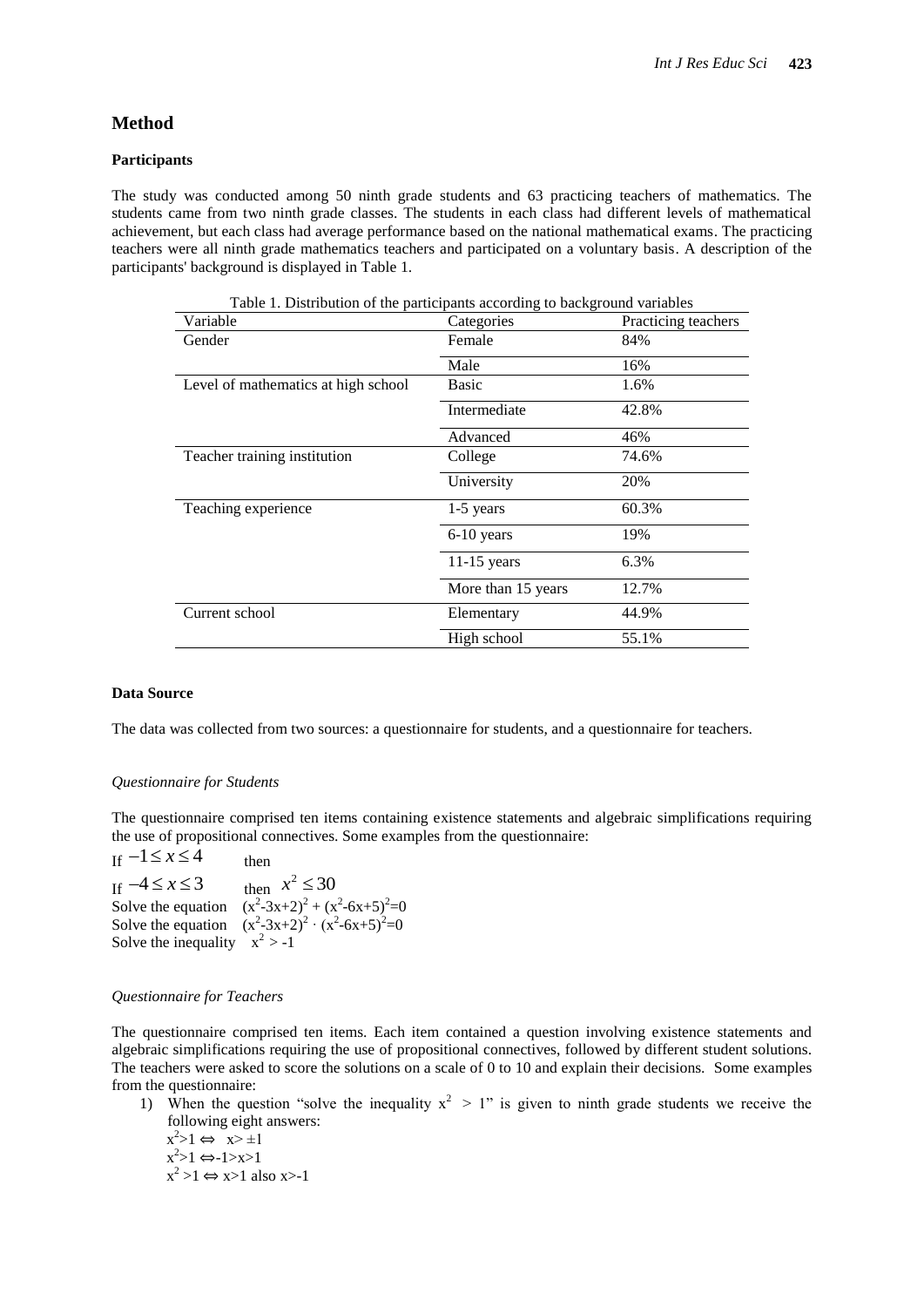## Method

### Participants

The study was conducted among 50 ninth grade students and 63 practicing teachers of mathematics. The students came from two ninth grade classes. The students in each class had different levels of mathematical achievement, but each class had average performance based on the national mathematical exams. The practicing teachers were all ninth grade mathematics teachers and participated on a voluntary basis. A description of the participants' background is displayed in Table 1.

Table 1. Distribution of the participants according to background variables

| Variable | Categories | Practicing teachers |
|---|---|---|
| Gender | Female | 84% |
| | Male | 16% |
| Level of mathematics at high school | Basic | 1.6% |
| | Intermediate | 42.8% |
| | Advanced | 46% |
| Teacher training institution | College | 74.6% |
| | University | 20% |
| Teaching experience | 1-5 years | 60.3% |
| | 6-10 years | 19% |
| | 11-15 years | 6.3% |
| | More than 15 years | 12.7% |
| Current school | Elementary | 44.9% |
| | High school | 55.1% |

### Data Source

The data was collected from two sources: a questionnaire for students, and a questionnaire for teachers.

*Questionnaire for Students*

The questionnaire comprised ten items containing existence statements and algebraic simplifications requiring the use of propositional connectives. Some examples from the questionnaire:

If $-1 \le x \le 4$ then

If $-4 \le x \le 3$ then $x^2 \le 30$

Solve the equation $(x^2-3x+2)^2 + (x^2-6x+5)^2=0$

Solve the equation $(x^2-3x+2)^2 \cdot (x^2-6x+5)^2=0$

Solve the inequality $x^2 > -1$

*Questionnaire for Teachers*

The questionnaire comprised ten items. Each item contained a question involving existence statements and algebraic simplifications requiring the use of propositional connectives, followed by different student solutions. The teachers were asked to score the solutions on a scale of 0 to 10 and explain their decisions. Some examples from the questionnaire:

1) When the question "solve the inequality $x^2 > 1$" is given to ninth grade students we receive the following eight answers:

   $x^2>1 \Leftrightarrow x> \pm 1$

   $x^2>1 \Leftrightarrow -1>x>1$

   $x^2 >1 \Leftrightarrow x>1$ also $x>-1$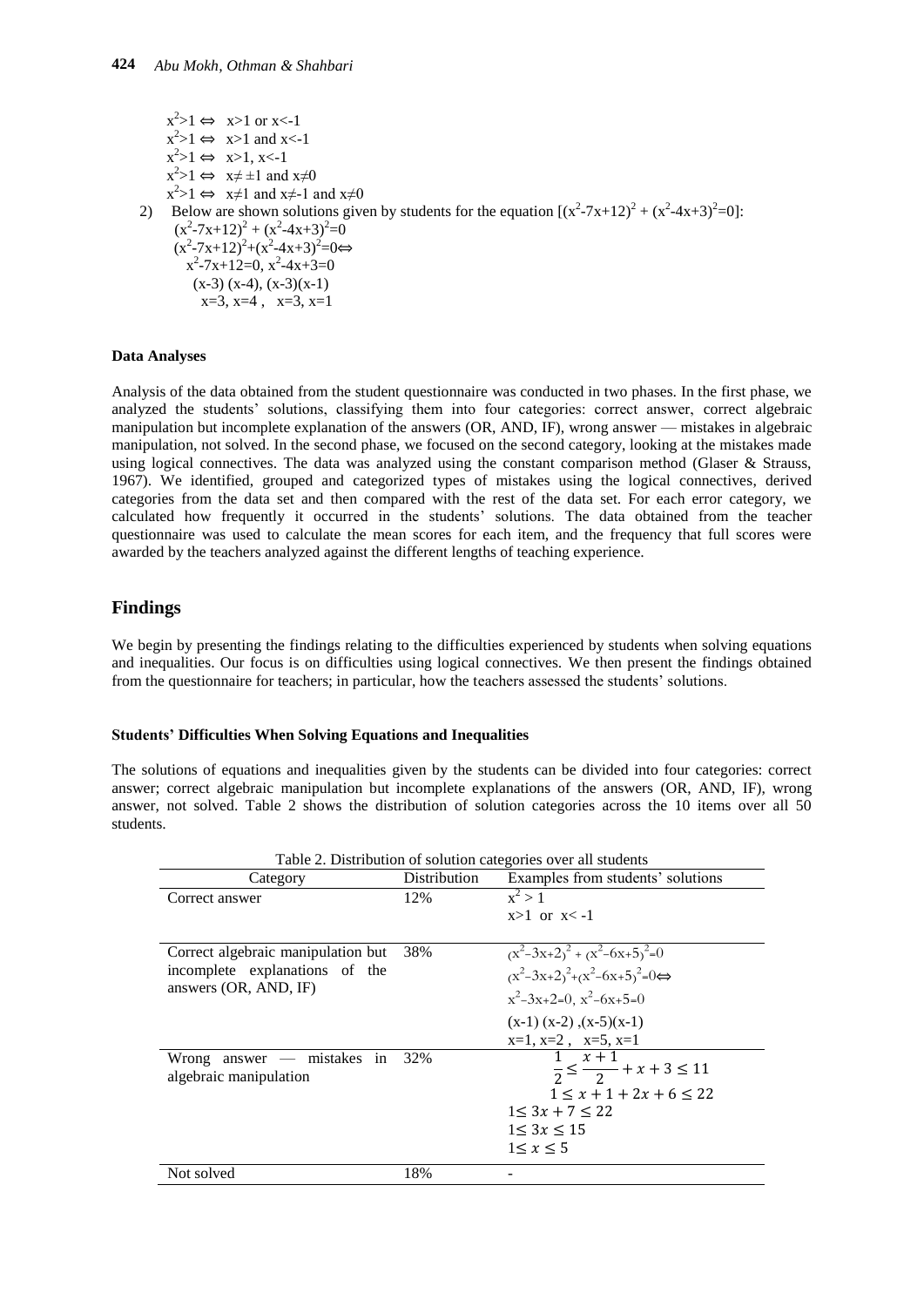$x^2>1 \Leftrightarrow x>1$ or $x<-1$
$x^2>1 \Leftrightarrow x>1$ and $x<-1$
$x^2>1 \Leftrightarrow x>1, x<-1$
$x^2>1 \Leftrightarrow x\neq \pm1$ and $x\neq0$
$x^2>1 \Leftrightarrow x\neq1$ and $x\neq-1$ and $x\neq0$

2) Below are shown solutions given by students for the equation $[(x^2-7x+12)^2 + (x^2-4x+3)^2=0]$:
$(x^2-7x+12)^2 + (x^2-4x+3)^2=0$
$(x^2-7x+12)^2+(x^2-4x+3)^2=0\Leftrightarrow$
$x^2-7x+12=0,\ x^2-4x+3=0$
$(x-3)(x-4),\ (x-3)(x-1)$
$x=3,\ x=4,\quad x=3,\ x=1$

**Data Analyses**

Analysis of the data obtained from the student questionnaire was conducted in two phases. In the first phase, we analyzed the students' solutions, classifying them into four categories: correct answer, correct algebraic manipulation but incomplete explanation of the answers (OR, AND, IF), wrong answer — mistakes in algebraic manipulation, not solved. In the second phase, we focused on the second category, looking at the mistakes made using logical connectives. The data was analyzed using the constant comparison method (Glaser & Strauss, 1967). We identified, grouped and categorized types of mistakes using the logical connectives, derived categories from the data set and then compared with the rest of the data set. For each error category, we calculated how frequently it occurred in the students' solutions. The data obtained from the teacher questionnaire was used to calculate the mean scores for each item, and the frequency that full scores were awarded by the teachers analyzed against the different lengths of teaching experience.

## Findings

We begin by presenting the findings relating to the difficulties experienced by students when solving equations and inequalities. Our focus is on difficulties using logical connectives. We then present the findings obtained from the questionnaire for teachers; in particular, how the teachers assessed the students' solutions.

**Students' Difficulties When Solving Equations and Inequalities**

The solutions of equations and inequalities given by the students can be divided into four categories: correct answer; correct algebraic manipulation but incomplete explanations of the answers (OR, AND, IF), wrong answer, not solved. Table 2 shows the distribution of solution categories across the 10 items over all 50 students.

Table 2. Distribution of solution categories over all students

| Category | Distribution | Examples from students' solutions |
|---|---|---|
| Correct answer | 12% | $x^2 > 1$ <br> $x>1$ or $x<-1$ |
| Correct algebraic manipulation but incomplete explanations of the answers (OR, AND, IF) | 38% | $(x^2-3x+2)^2 + (x^2-6x+5)^2=0$ <br> $(x^2-3x+2)^2+(x^2-6x+5)^2=0\Leftrightarrow$ <br> $x^2-3x+2=0,\ x^2-6x+5=0$ <br> $(x-1)(x-2),(x-5)(x-1)$ <br> $x=1,\ x=2,\quad x=5,\ x=1$ |
| Wrong answer — mistakes in algebraic manipulation | 32% | $\frac{1}{2}\leq\frac{x+1}{2}+x+3\leq 11$ <br> $1\leq x+1+2x+6\leq 22$ <br> $1\leq 3x+7\leq 22$ <br> $1\leq 3x\leq 15$ <br> $1\leq x\leq 5$ |
| Not solved | 18% | - |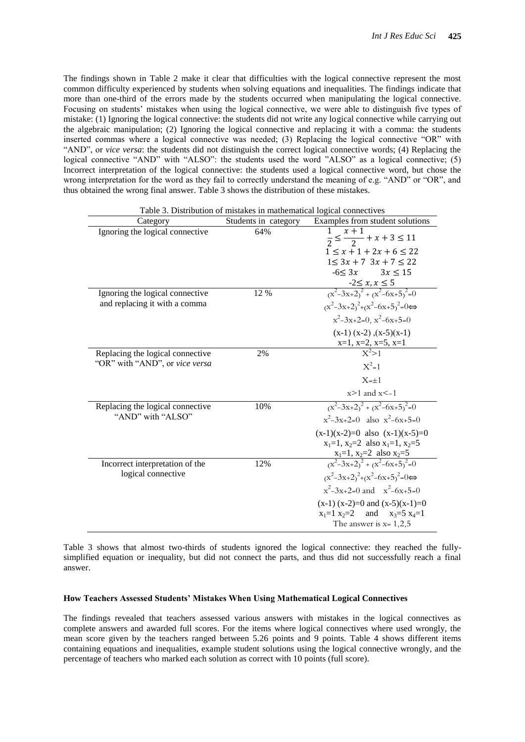The findings shown in Table 2 make it clear that difficulties with the logical connective represent the most common difficulty experienced by students when solving equations and inequalities. The findings indicate that more than one-third of the errors made by the students occurred when manipulating the logical connective. Focusing on students' mistakes when using the logical connective, we were able to distinguish five types of mistake: (1) Ignoring the logical connective: the students did not write any logical connective while carrying out the algebraic manipulation; (2) Ignoring the logical connective and replacing it with a comma: the students inserted commas where a logical connective was needed; (3) Replacing the logical connective "OR" with "AND", or *vice versa*: the students did not distinguish the correct logical connective words; (4) Replacing the logical connective "AND" with "ALSO": the students used the word "ALSO" as a logical connective; (5) Incorrect interpretation of the logical connective: the students used a logical connective word, but chose the wrong interpretation for the word as they fail to correctly understand the meaning of e.g. "AND" or "OR", and thus obtained the wrong final answer. Table 3 shows the distribution of these mistakes.

Table 3. Distribution of mistakes in mathematical logical connectives

| Category | Students in category | Examples from student solutions |
|---|---|---|
| Ignoring the logical connective | 64% | $\frac{1}{2} \leq \frac{x+1}{2} + x + 3 \leq 11$ <br> $1 \leq x + 1 + 2x + 6 \leq 22$ <br> $1 \leq 3x + 7 \quad 3x + 7 \leq 22$ <br> $-6 \leq 3x \quad 3x \leq 15$ <br> $-2 \leq x, x \leq 5$ |
| Ignoring the logical connective and replacing it with a comma | 12 % | $(x^2-3x+2)^2 + (x^2-6x+5)^2=0$ <br> $(x^2-3x+2)^2+(x^2-6x+5)^2=0 \Leftrightarrow$ <br> $x^2-3x+2=0,\ x^2-6x+5=0$ <br> $(x-1)(x-2)\ ,(x-5)(x-1)$ <br> $x=1,\ x=2,\ x=5,\ x=1$ |
| Replacing the logical connective "OR" with "AND", or *vice versa* | 2% | $X^2>1$ <br> $X^2=1$ <br> $X=\pm1$ <br> $x>1$ and $x<-1$ |
| Replacing the logical connective "AND" with "ALSO" | 10% | $(x^2-3x+2)^2 + (x^2-6x+5)^2=0$ <br> $x^2-3x+2=0$ also $x^2-6x+5=0$ <br> $(x-1)(x-2)=0$ also $(x-1)(x-5)=0$ <br> $x_1=1,\ x_2=2$ also $x_1=1,\ x_2=5$ <br> $x_1=1,\ x_2=2$ also $x_2=5$ |
| Incorrect interpretation of the logical connective | 12% | $(x^2-3x+2)^2 + (x^2-6x+5)^2=0$ <br> $(x^2-3x+2)^2+(x^2-6x+5)^2=0 \Leftrightarrow$ <br> $x^2-3x+2=0$ and $x^2-6x+5=0$ <br> $(x-1)(x-2)=0$ and $(x-5)(x-1)=0$ <br> $x_1=1\ x_2=2$ and $x_3=5\ x_4=1$ <br> The answer is $x= 1,2,5$ |

Table 3 shows that almost two-thirds of students ignored the logical connective: they reached the fully-simplified equation or inequality, but did not connect the parts, and thus did not successfully reach a final answer.

#### How Teachers Assessed Students' Mistakes When Using Mathematical Logical Connectives

The findings revealed that teachers assessed various answers with mistakes in the logical connectives as complete answers and awarded full scores. For the items where logical connectives where used wrongly, the mean score given by the teachers ranged between 5.26 points and 9 points. Table 4 shows different items containing equations and inequalities, example student solutions using the logical connective wrongly, and the percentage of teachers who marked each solution as correct with 10 points (full score).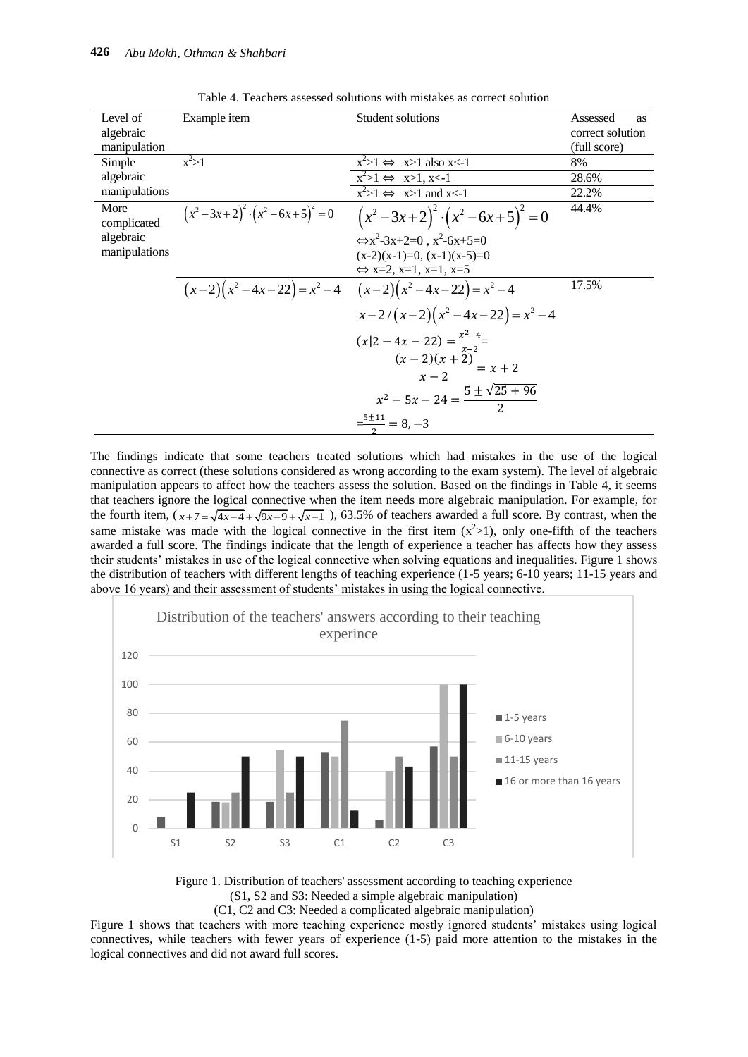Table 4. Teachers assessed solutions with mistakes as correct solution

| Level of algebraic manipulation | Example item | Student solutions | Assessed as correct solution (full score) |
|---|---|---|---|
| Simple algebraic manipulations | $x^2>1$ | $x^2>1 \Leftrightarrow x>1$ also $x<-1$ | 8% |
| | | $x^2>1 \Leftrightarrow x>1, x<-1$ | 28.6% |
| | | $x^2>1 \Leftrightarrow x>1$ and $x<-1$ | 22.2% |
| More complicated algebraic manipulations | $\left(x^2-3x+2\right)^2 \cdot \left(x^2-6x+5\right)^2=0$ | $\left(x^2-3x+2\right)^2 \cdot \left(x^2-6x+5\right)^2=0$ $\Leftrightarrow x^2-3x+2=0$ , $x^2-6x+5=0$ $(x-2)(x-1)=0$, $(x-1)(x-5)=0$ $\Leftrightarrow$ x=2, x=1, x=1, x=5 | 44.4% |
| | $(x-2)\left(x^2-4x-22\right)=x^2-4$ | $(x-2)\left(x^2-4x-22\right)=x^2-4$ $x-2/(x-2)\left(x^2-4x-22\right)=x^2-4$ $(x\|2-4x-22)=\frac{x^2-4}{x-2}=$ $\frac{(x-2)(x+2)}{x-2}=x+2$ $x^2-5x-24=\frac{5\pm\sqrt{25+96}}{2}$ $=\frac{5\pm 11}{2}=8,-3$ | 17.5% |

The findings indicate that some teachers treated solutions which had mistakes in the use of the logical connective as correct (these solutions considered as wrong according to the exam system). The level of algebraic manipulation appears to affect how the teachers assess the solution. Based on the findings in Table 4, it seems that teachers ignore the logical connective when the item needs more algebraic manipulation. For example, for the fourth item, ( $x+7=\sqrt{4x-4}+\sqrt{9x-9}+\sqrt{x-1}$ ), 63.5% of teachers awarded a full score. By contrast, when the same mistake was made with the logical connective in the first item ($x^2>1$), only one-fifth of the teachers awarded a full score. The findings indicate that the length of experience a teacher has affects how they assess their students' mistakes in use of the logical connective when solving equations and inequalities. Figure 1 shows the distribution of teachers with different lengths of teaching experience (1-5 years; 6-10 years; 11-15 years and above 16 years) and their assessment of students' mistakes in using the logical connective.

Figure 1. Distribution of teachers' assessment according to teaching experience
(S1, S2 and S3: Needed a simple algebraic manipulation)
(C1, C2 and C3: Needed a complicated algebraic manipulation)

Figure 1 shows that teachers with more teaching experience mostly ignored students' mistakes using logical connectives, while teachers with fewer years of experience (1-5) paid more attention to the mistakes in the logical connectives and did not award full scores.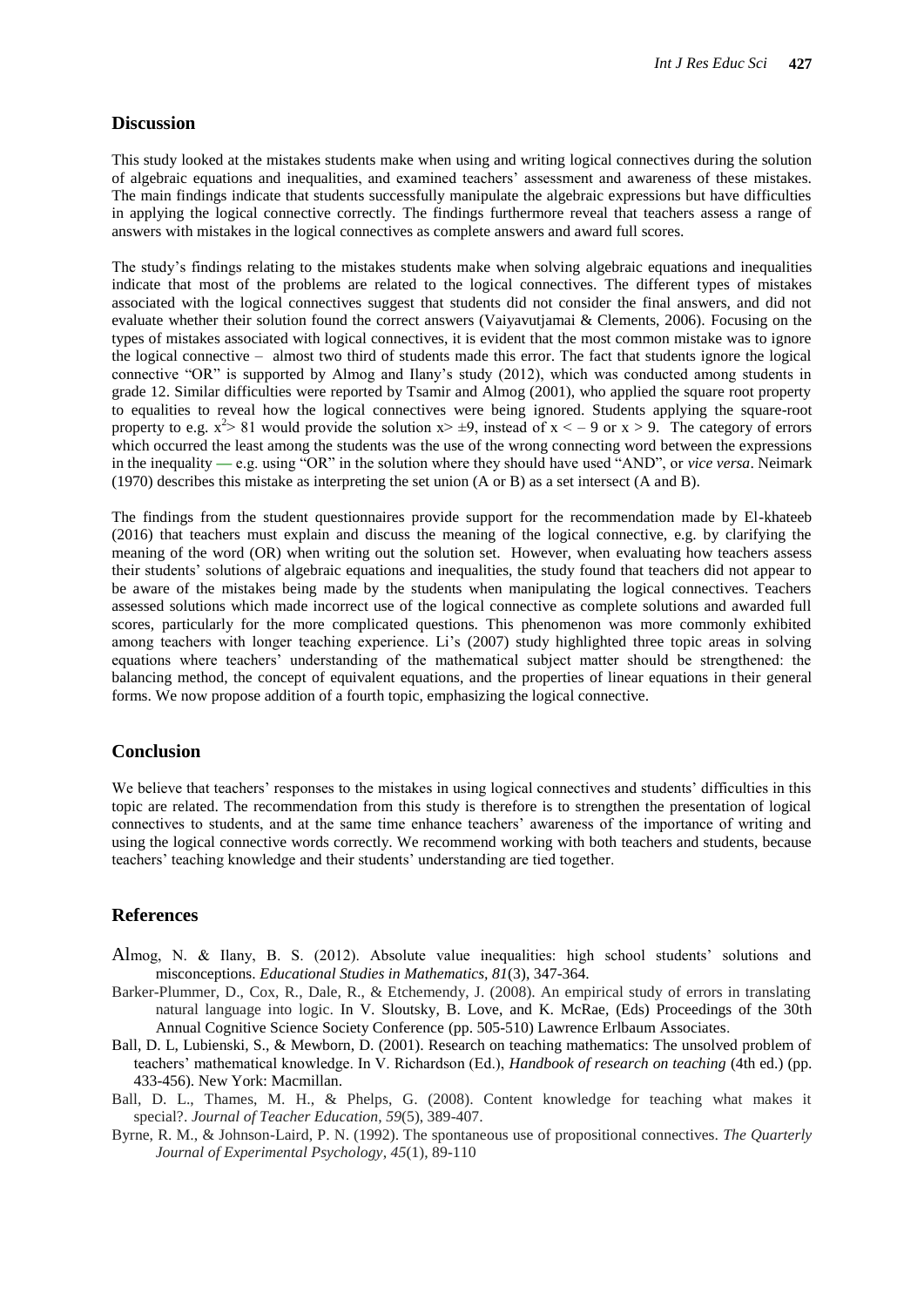## Discussion

This study looked at the mistakes students make when using and writing logical connectives during the solution of algebraic equations and inequalities, and examined teachers' assessment and awareness of these mistakes. The main findings indicate that students successfully manipulate the algebraic expressions but have difficulties in applying the logical connective correctly. The findings furthermore reveal that teachers assess a range of answers with mistakes in the logical connectives as complete answers and award full scores.

The study's findings relating to the mistakes students make when solving algebraic equations and inequalities indicate that most of the problems are related to the logical connectives. The different types of mistakes associated with the logical connectives suggest that students did not consider the final answers, and did not evaluate whether their solution found the correct answers (Vaiyavutjamai & Clements, 2006). Focusing on the types of mistakes associated with logical connectives, it is evident that the most common mistake was to ignore the logical connective – almost two third of students made this error. The fact that students ignore the logical connective "OR" is supported by Almog and Ilany's study (2012), which was conducted among students in grade 12. Similar difficulties were reported by Tsamir and Almog (2001), who applied the square root property to equalities to reveal how the logical connectives were being ignored. Students applying the square-root property to e.g. $x^2 > 81$ would provide the solution $x > \pm 9$, instead of $x < -9$ or $x > 9$. The category of errors which occurred the least among the students was the use of the wrong connecting word between the expressions in the inequality — e.g. using "OR" in the solution where they should have used "AND", or *vice versa*. Neimark (1970) describes this mistake as interpreting the set union (A or B) as a set intersect (A and B).

The findings from the student questionnaires provide support for the recommendation made by El-khateeb (2016) that teachers must explain and discuss the meaning of the logical connective, e.g. by clarifying the meaning of the word (OR) when writing out the solution set. However, when evaluating how teachers assess their students' solutions of algebraic equations and inequalities, the study found that teachers did not appear to be aware of the mistakes being made by the students when manipulating the logical connectives. Teachers assessed solutions which made incorrect use of the logical connective as complete solutions and awarded full scores, particularly for the more complicated questions. This phenomenon was more commonly exhibited among teachers with longer teaching experience. Li's (2007) study highlighted three topic areas in solving equations where teachers' understanding of the mathematical subject matter should be strengthened: the balancing method, the concept of equivalent equations, and the properties of linear equations in their general forms. We now propose addition of a fourth topic, emphasizing the logical connective.

## Conclusion

We believe that teachers' responses to the mistakes in using logical connectives and students' difficulties in this topic are related. The recommendation from this study is therefore is to strengthen the presentation of logical connectives to students, and at the same time enhance teachers' awareness of the importance of writing and using the logical connective words correctly. We recommend working with both teachers and students, because teachers' teaching knowledge and their students' understanding are tied together.

## References

Almog, N. & Ilany, B. S. (2012). Absolute value inequalities: high school students' solutions and misconceptions. *Educational Studies in Mathematics, 81*(3), 347-364.

Barker-Plummer, D., Cox, R., Dale, R., & Etchemendy, J. (2008). An empirical study of errors in translating natural language into logic. In V. Sloutsky, B. Love, and K. McRae, (Eds) Proceedings of the 30th Annual Cognitive Science Society Conference (pp. 505-510) Lawrence Erlbaum Associates.

Ball, D. L, Lubienski, S., & Mewborn, D. (2001). Research on teaching mathematics: The unsolved problem of teachers' mathematical knowledge. In V. Richardson (Ed.), *Handbook of research on teaching* (4th ed.) (pp. 433-456). New York: Macmillan.

Ball, D. L., Thames, M. H., & Phelps, G. (2008). Content knowledge for teaching what makes it special?. *Journal of Teacher Education, 59*(5), 389-407.

Byrne, R. M., & Johnson-Laird, P. N. (1992). The spontaneous use of propositional connectives. *The Quarterly Journal of Experimental Psychology, 45*(1), 89-110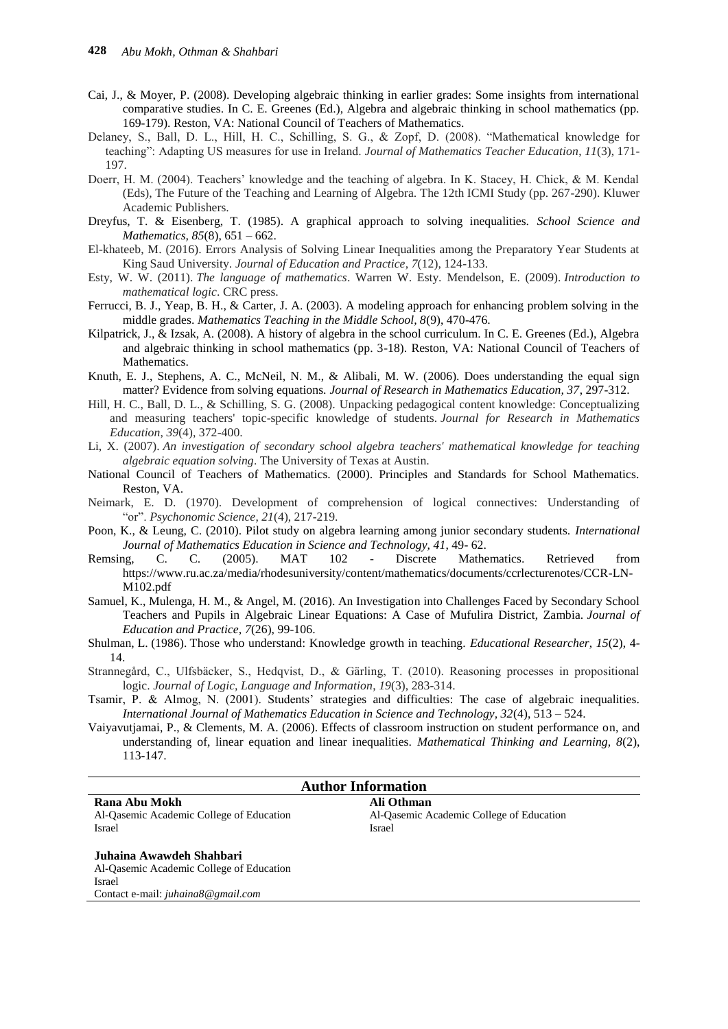Cai, J., & Moyer, P. (2008). Developing algebraic thinking in earlier grades: Some insights from international comparative studies. In C. E. Greenes (Ed.), Algebra and algebraic thinking in school mathematics (pp. 169-179). Reston, VA: National Council of Teachers of Mathematics.

Delaney, S., Ball, D. L., Hill, H. C., Schilling, S. G., & Zopf, D. (2008). "Mathematical knowledge for teaching": Adapting US measures for use in Ireland. *Journal of Mathematics Teacher Education*, *11*(3), 171-197.

Doerr, H. M. (2004). Teachers' knowledge and the teaching of algebra. In K. Stacey, H. Chick, & M. Kendal (Eds), The Future of the Teaching and Learning of Algebra. The 12th ICMI Study (pp. 267-290). Kluwer Academic Publishers.

Dreyfus, T. & Eisenberg, T. (1985). A graphical approach to solving inequalities. *School Science and Mathematics, 85*(8), 651 – 662.

El-khateeb, M. (2016). Errors Analysis of Solving Linear Inequalities among the Preparatory Year Students at King Saud University. *Journal of Education and Practice*, *7*(12), 124-133.

Esty, W. W. (2011). *The language of mathematics*. Warren W. Esty. Mendelson, E. (2009). *Introduction to mathematical logic*. CRC press.

Ferrucci, B. J., Yeap, B. H., & Carter, J. A. (2003). A modeling approach for enhancing problem solving in the middle grades. *Mathematics Teaching in the Middle School, 8*(9), 470-476.

Kilpatrick, J., & Izsak, A. (2008). A history of algebra in the school curriculum. In C. E. Greenes (Ed.), Algebra and algebraic thinking in school mathematics (pp. 3-18). Reston, VA: National Council of Teachers of Mathematics.

Knuth, E. J., Stephens, A. C., McNeil, N. M., & Alibali, M. W. (2006). Does understanding the equal sign matter? Evidence from solving equations. *Journal of Research in Mathematics Education, 37*, 297-312.

Hill, H. C., Ball, D. L., & Schilling, S. G. (2008). Unpacking pedagogical content knowledge: Conceptualizing and measuring teachers' topic-specific knowledge of students. *Journal for Research in Mathematics Education*, *39*(4), 372-400.

Li, X. (2007). *An investigation of secondary school algebra teachers' mathematical knowledge for teaching algebraic equation solving*. The University of Texas at Austin.

National Council of Teachers of Mathematics. (2000). Principles and Standards for School Mathematics. Reston, VA.

Neimark, E. D. (1970). Development of comprehension of logical connectives: Understanding of "or". *Psychonomic Science*, *21*(4), 217-219.

Poon, K., & Leung, C. (2010). Pilot study on algebra learning among junior secondary students. *International Journal of Mathematics Education in Science and Technology, 41*, 49- 62.

Remsing, C. C. (2005). MAT 102 - Discrete Mathematics. Retrieved from https://www.ru.ac.za/media/rhodesuniversity/content/mathematics/documents/ccrlecturenotes/CCR-LN-M102.pdf

Samuel, K., Mulenga, H. M., & Angel, M. (2016). An Investigation into Challenges Faced by Secondary School Teachers and Pupils in Algebraic Linear Equations: A Case of Mufulira District, Zambia. *Journal of Education and Practice*, *7*(26), 99-106.

Shulman, L. (1986). Those who understand: Knowledge growth in teaching. *Educational Researcher, 15*(2), 4-14.

Strannegård, C., Ulfsbäcker, S., Hedqvist, D., & Gärling, T. (2010). Reasoning processes in propositional logic. *Journal of Logic, Language and Information*, *19*(3), 283-314.

Tsamir, P. & Almog, N. (2001). Students' strategies and difficulties: The case of algebraic inequalities. *International Journal of Mathematics Education in Science and Technology, 32*(4), 513 – 524.

Vaiyavutjamai, P., & Clements, M. A. (2006). Effects of classroom instruction on student performance on, and understanding of, linear equation and linear inequalities. *Mathematical Thinking and Learning, 8*(2), 113-147.

## Author Information

**Rana Abu Mokh**
Al-Qasemic Academic College of Education
Israel

**Ali Othman**
Al-Qasemic Academic College of Education
Israel

**Juhaina Awawdeh Shahbari**
Al-Qasemic Academic College of Education
Israel
Contact e-mail: *juhaina8@gmail.com*